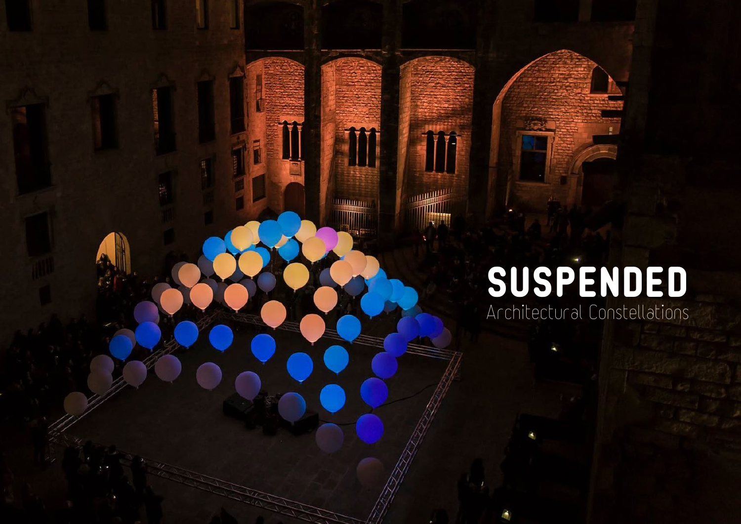# SUSPENDED

Architectural Constellations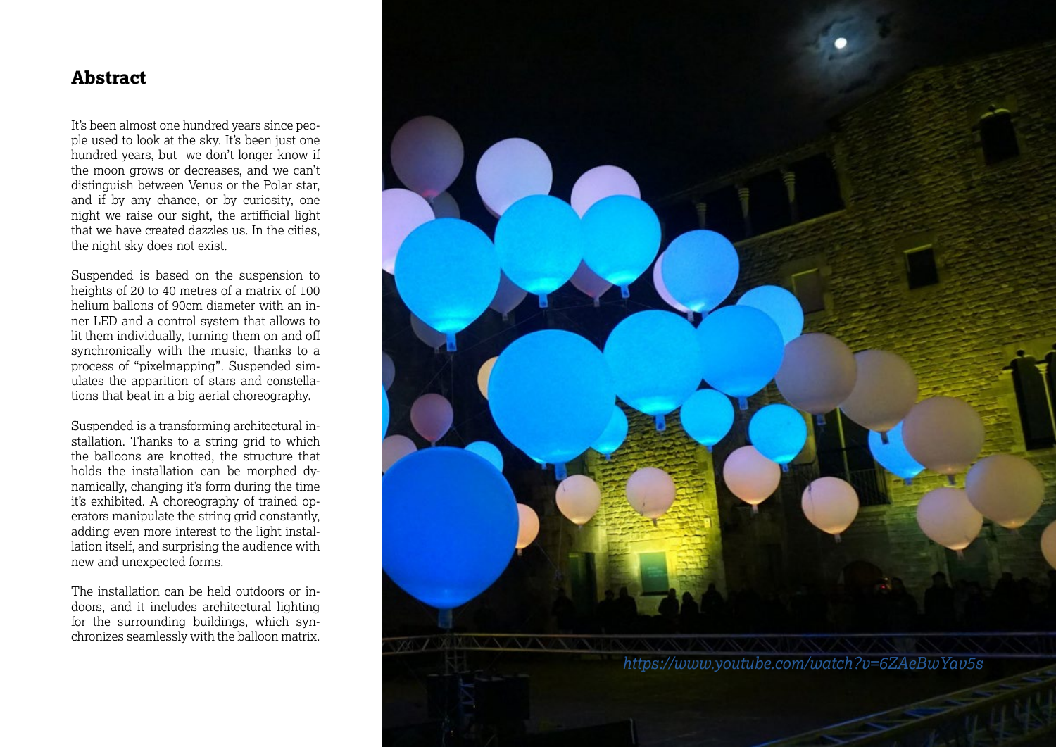## Abstract

It's been almost one hundred years since people used to look at the sky. It's been just one hundred years, but we don't longer know if the moon grows or decreases, and we can't distinguish between Venus or the Polar star, and if by any chance, or by curiosity, one night we raise our sight, the artifficial light that we have created dazzles us. In the cities, the night sky does not exist.

Suspended is based on the suspension to heights of 20 to 40 metres of a matrix of 100 helium ballons of 90cm diameter with an inner LED and a control system that allows to lit them individually, turning them on and off synchronically with the music, thanks to a process of "pixelmapping". Suspended simulates the apparition of stars and constellations that beat in a big aerial choreography.

Suspended is a transforming architectural installation. Thanks to a string grid to which the balloons are knotted, the structure that holds the installation can be morphed dynamically, changing it's form during the time it's exhibited. A choreography of trained operators manipulate the string grid constantly, adding even more interest to the light installation itself, and surprising the audience with new and unexpected forms.

The installation can be held outdoors or indoors, and it includes architectural lighting for the surrounding buildings, which synchronizes seamlessly with the balloon matrix.

https://www.youtube.com/watch?v=6ZAeBwYav5s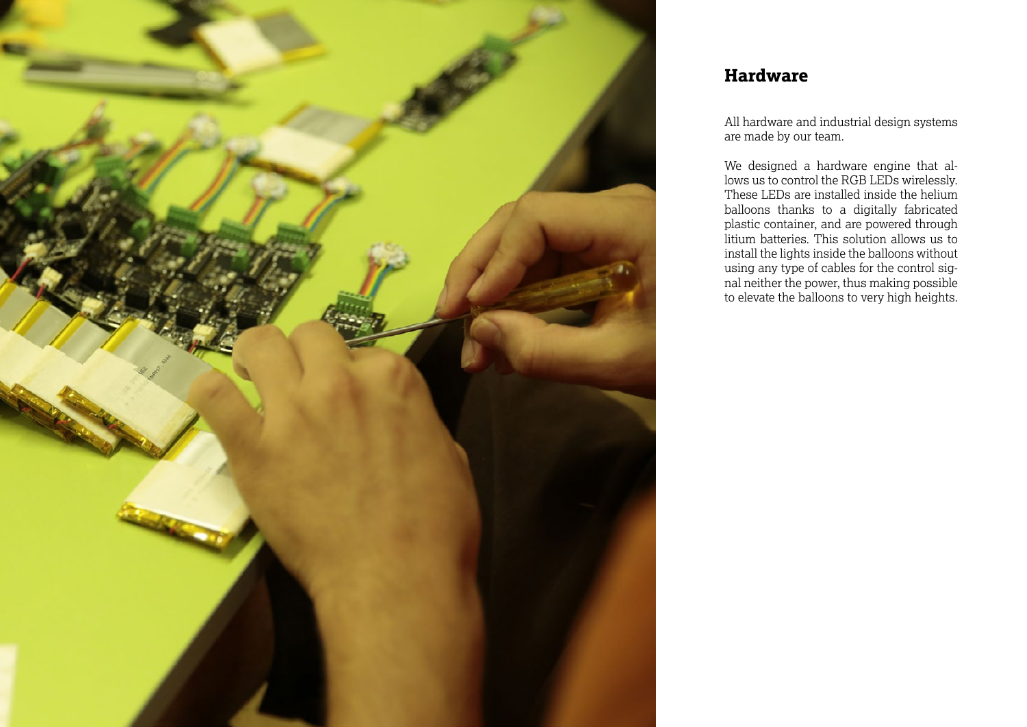## Hardware

All hardware and industrial design systems are made by our team.

We designed a hardware engine that allows us to control the RGB LEDs wirelessly. These LEDs are installed inside the helium balloons thanks to a digitally fabricated plastic container, and are powered through litium batteries. This solution allows us to install the lights inside the balloons without using any type of cables for the control signal neither the power, thus making possible to elevate the balloons to very high heights.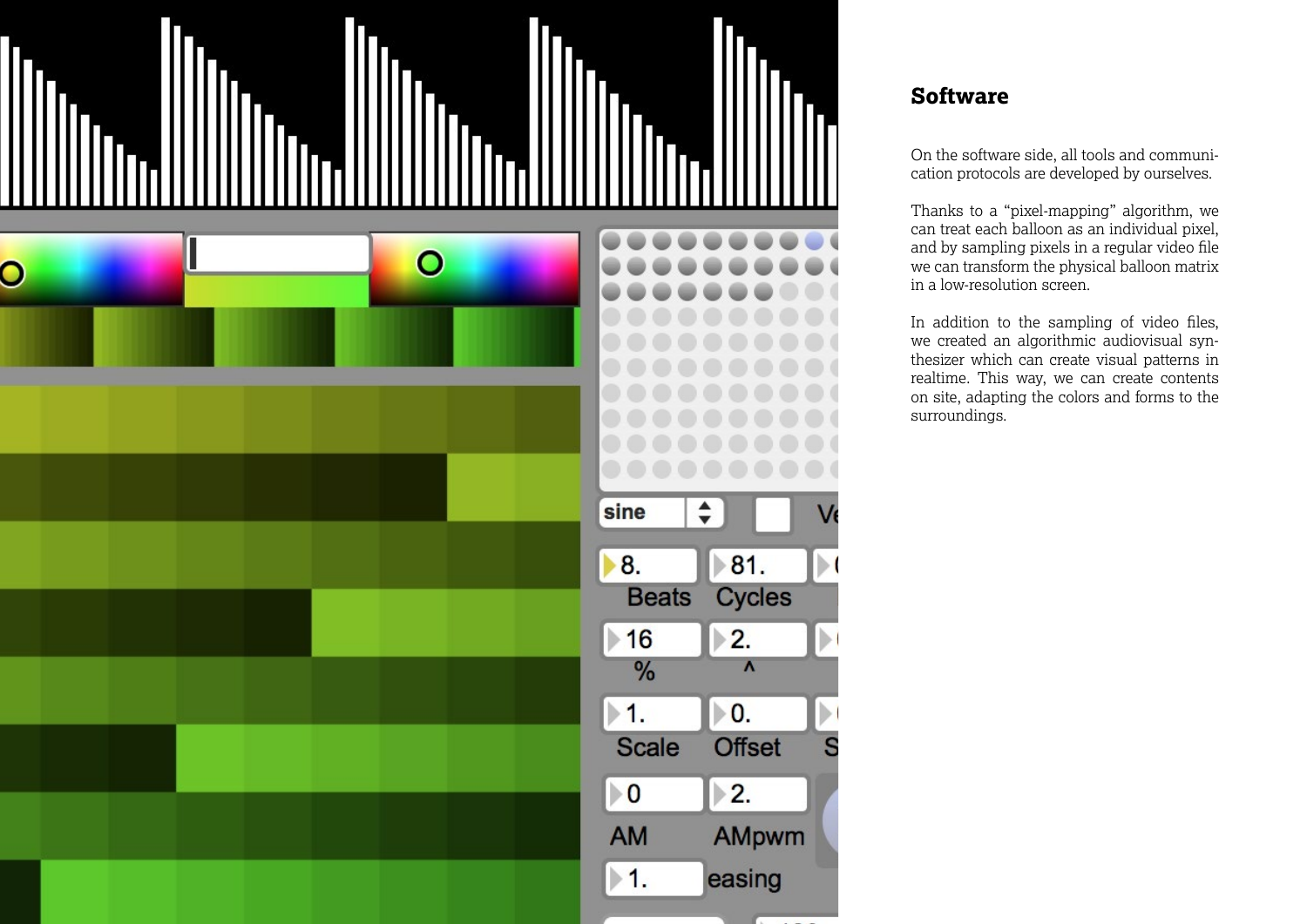## Software

On the software side, all tools and communication protocols are developed by ourselves.

Thanks to a "pixel-mapping" algorithm, we can treat each balloon as an individual pixel, and by sampling pixels in a regular video file we can transform the physical balloon matrix in a low-resolution screen.

In addition to the sampling of video files, we created an algorithmic audiovisual synthesizer which can create visual patterns in realtime. This way, we can create contents on site, adapting the colors and forms to the surroundings.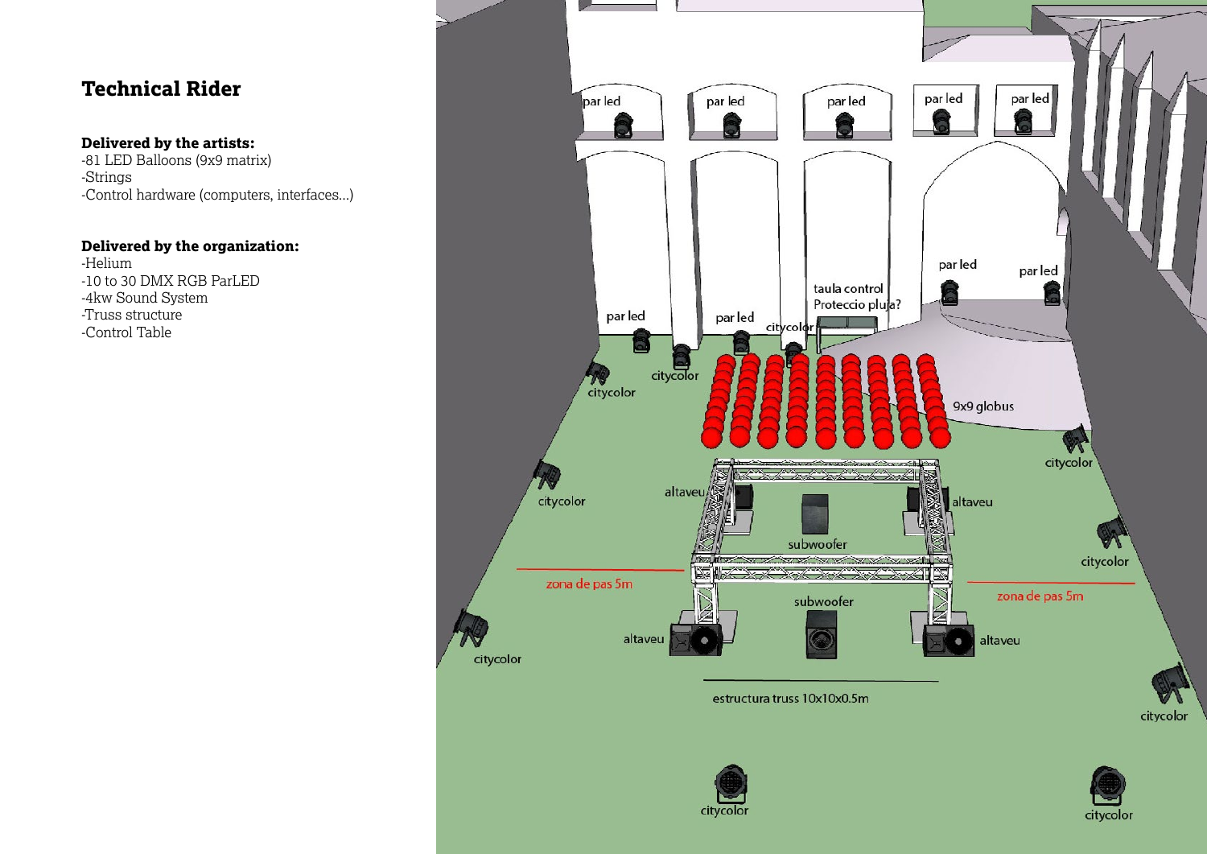# Technical Rider

**Delivered by the artists:**

- 81 LED Balloons (9x9 matrix)
- Strings
- Control hardware (computers, interfaces...)

**Delivered by the organization:**

- Helium
- 10 to 30 DMX RGB ParLED
- 4kw Sound System
- Truss structure
- Control Table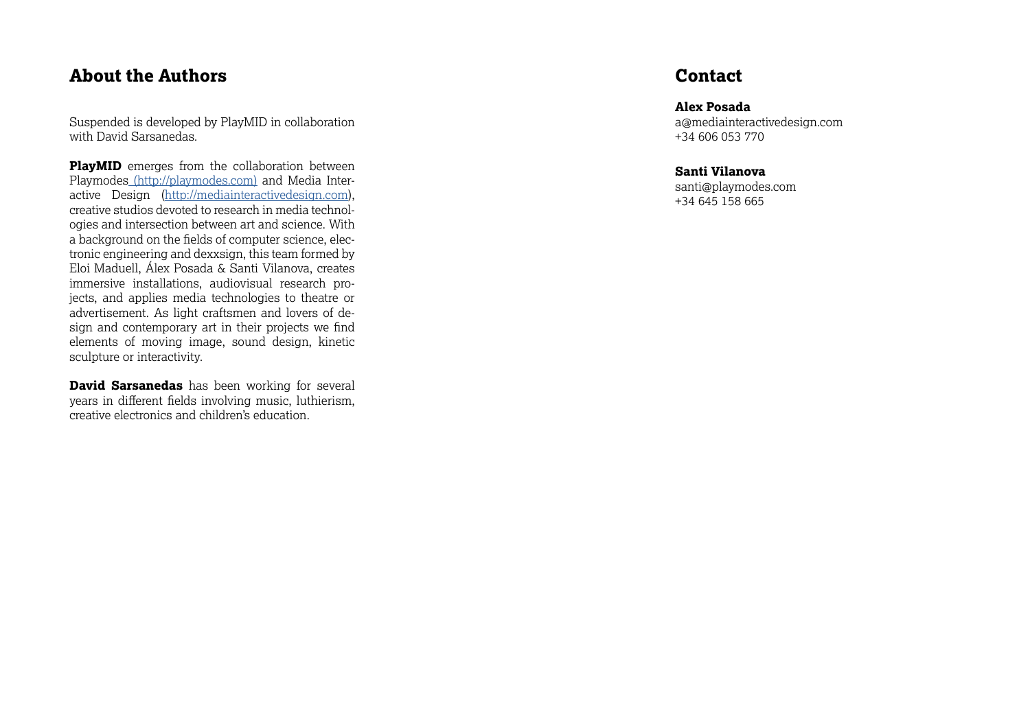## About the Authors

Suspended is developed by PlayMID in collaboration with David Sarsanedas.

**PlayMID** emerges from the collaboration between Playmodes (http://playmodes.com) and Media Interactive Design (http://mediainteractivedesign.com), creative studios devoted to research in media technologies and intersection between art and science. With a background on the fields of computer science, electronic engineering and dexxsign, this team formed by Eloi Maduell, Álex Posada & Santi Vilanova, creates immersive installations, audiovisual research projects, and applies media technologies to theatre or advertisement. As light craftsmen and lovers of design and contemporary art in their projects we find elements of moving image, sound design, kinetic sculpture or interactivity.

**David Sarsanedas** has been working for several years in different fields involving music, luthierism, creative electronics and children's education.

## Contact

**Alex Posada**
a@mediainteractivedesign.com
+34 606 053 770

**Santi Vilanova**
santi@playmodes.com
+34 645 158 665